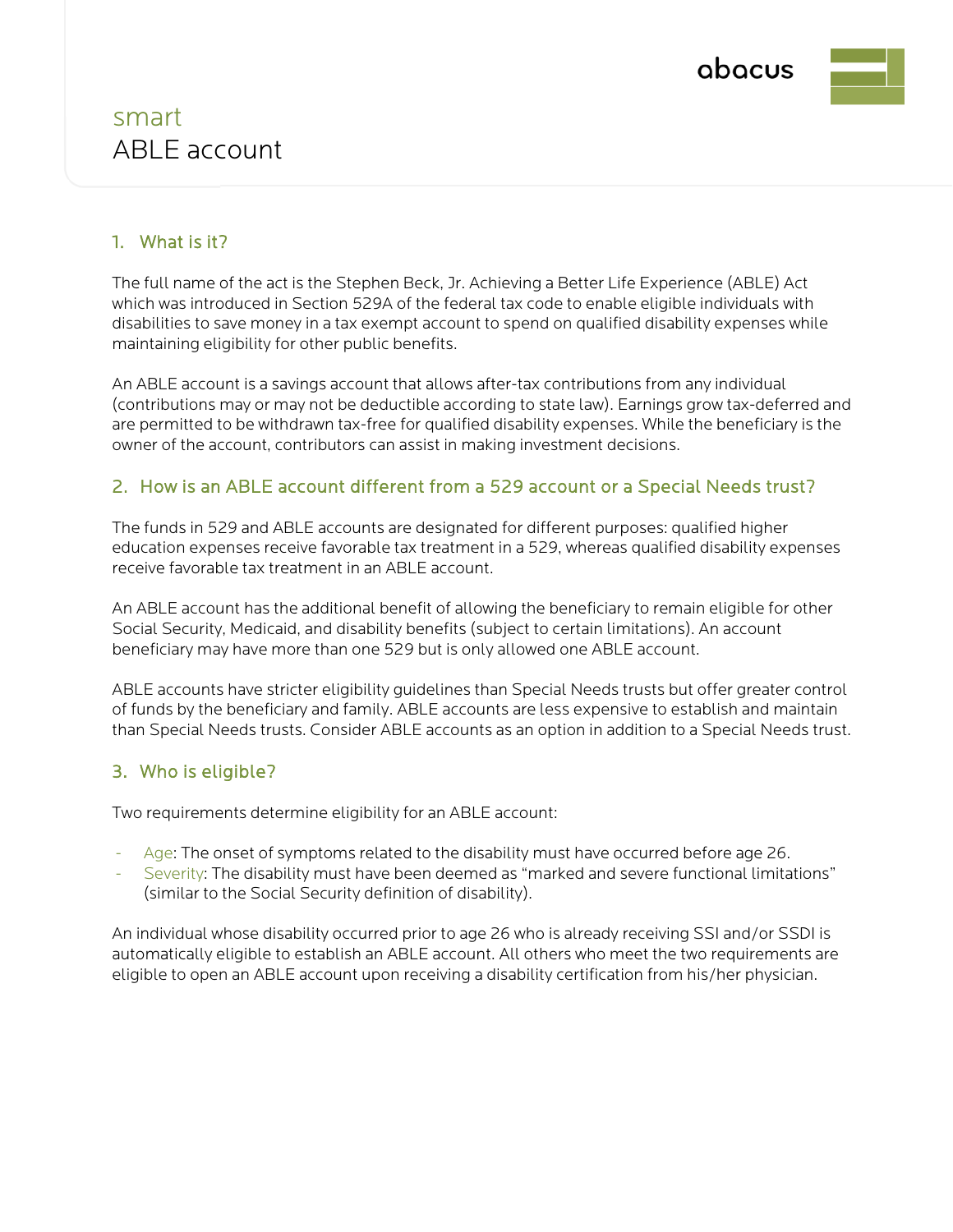abacus

# smart
# ABLE account

## 1. What is it?

The full name of the act is the Stephen Beck, Jr. Achieving a Better Life Experience (ABLE) Act which was introduced in Section 529A of the federal tax code to enable eligible individuals with disabilities to save money in a tax exempt account to spend on qualified disability expenses while maintaining eligibility for other public benefits.

An ABLE account is a savings account that allows after-tax contributions from any individual (contributions may or may not be deductible according to state law). Earnings grow tax-deferred and are permitted to be withdrawn tax-free for qualified disability expenses. While the beneficiary is the owner of the account, contributors can assist in making investment decisions.

## 2. How is an ABLE account different from a 529 account or a Special Needs trust?

The funds in 529 and ABLE accounts are designated for different purposes: qualified higher education expenses receive favorable tax treatment in a 529, whereas qualified disability expenses receive favorable tax treatment in an ABLE account.

An ABLE account has the additional benefit of allowing the beneficiary to remain eligible for other Social Security, Medicaid, and disability benefits (subject to certain limitations). An account beneficiary may have more than one 529 but is only allowed one ABLE account.

ABLE accounts have stricter eligibility guidelines than Special Needs trusts but offer greater control of funds by the beneficiary and family. ABLE accounts are less expensive to establish and maintain than Special Needs trusts. Consider ABLE accounts as an option in addition to a Special Needs trust.

## 3. Who is eligible?

Two requirements determine eligibility for an ABLE account:

- Age: The onset of symptoms related to the disability must have occurred before age 26.
- Severity: The disability must have been deemed as "marked and severe functional limitations" (similar to the Social Security definition of disability).

An individual whose disability occurred prior to age 26 who is already receiving SSI and/or SSDI is automatically eligible to establish an ABLE account. All others who meet the two requirements are eligible to open an ABLE account upon receiving a disability certification from his/her physician.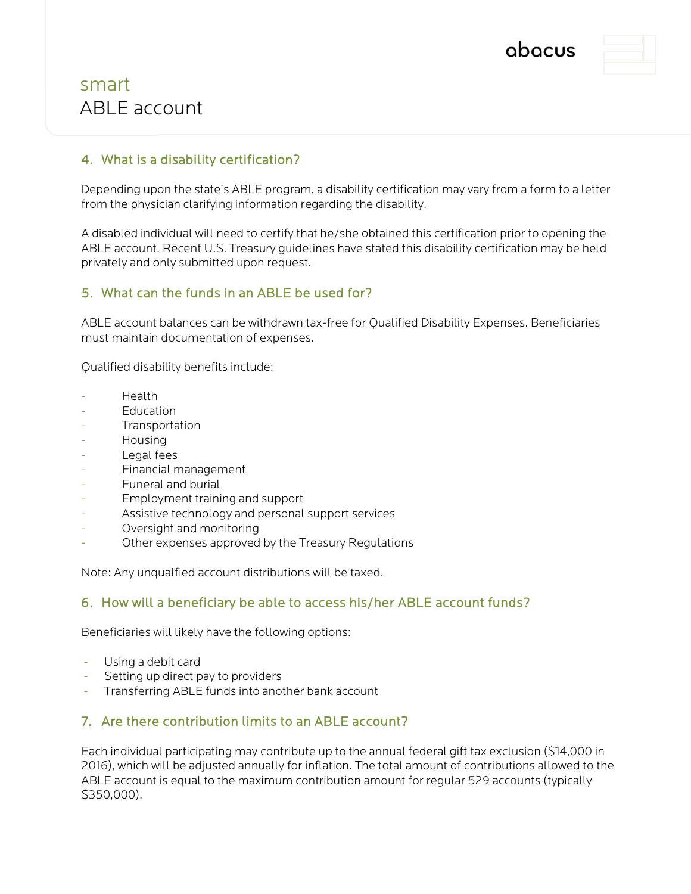## 4. What is a disability certification?

Depending upon the state's ABLE program, a disability certification may vary from a form to a letter from the physician clarifying information regarding the disability.

A disabled individual will need to certify that he/she obtained this certification prior to opening the ABLE account. Recent U.S. Treasury guidelines have stated this disability certification may be held privately and only submitted upon request.

## 5. What can the funds in an ABLE be used for?

ABLE account balances can be withdrawn tax-free for Qualified Disability Expenses. Beneficiaries must maintain documentation of expenses.

Qualified disability benefits include:

- Health
- Education
- Transportation
- Housing
- Legal fees
- Financial management
- Funeral and burial
- Employment training and support
- Assistive technology and personal support services
- Oversight and monitoring
- Other expenses approved by the Treasury Regulations

Note: Any unqualfied account distributions will be taxed.

## 6. How will a beneficiary be able to access his/her ABLE account funds?

Beneficiaries will likely have the following options:

- Using a debit card
- Setting up direct pay to providers
- Transferring ABLE funds into another bank account

## 7. Are there contribution limits to an ABLE account?

Each individual participating may contribute up to the annual federal gift tax exclusion ($14,000 in 2016), which will be adjusted annually for inflation. The total amount of contributions allowed to the ABLE account is equal to the maximum contribution amount for regular 529 accounts (typically $350,000).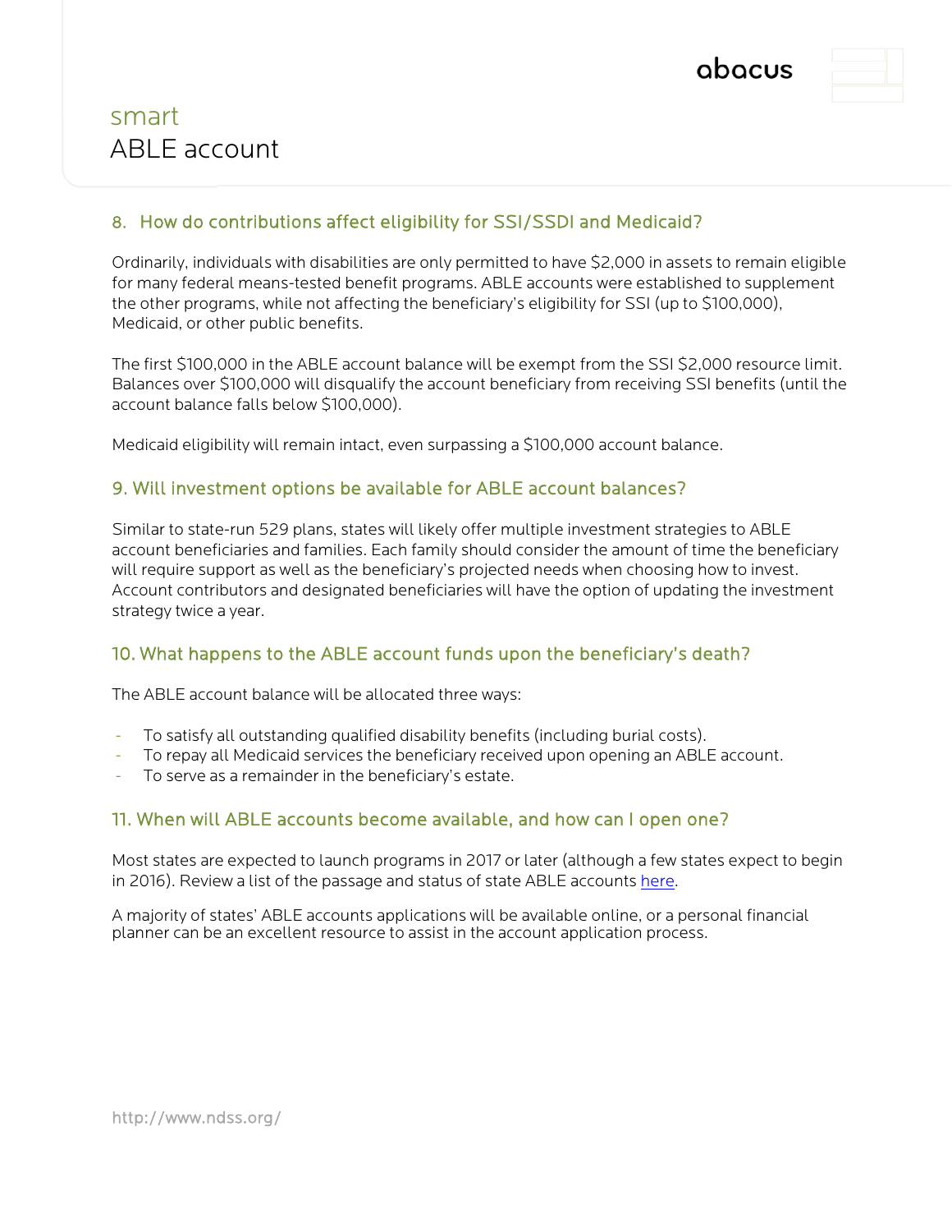## 8. How do contributions affect eligibility for SSI/SSDI and Medicaid?

Ordinarily, individuals with disabilities are only permitted to have $2,000 in assets to remain eligible for many federal means-tested benefit programs. ABLE accounts were established to supplement the other programs, while not affecting the beneficiary's eligibility for SSI (up to $100,000), Medicaid, or other public benefits.

The first $100,000 in the ABLE account balance will be exempt from the SSI $2,000 resource limit. Balances over $100,000 will disqualify the account beneficiary from receiving SSI benefits (until the account balance falls below $100,000).

Medicaid eligibility will remain intact, even surpassing a $100,000 account balance.

## 9. Will investment options be available for ABLE account balances?

Similar to state-run 529 plans, states will likely offer multiple investment strategies to ABLE account beneficiaries and families. Each family should consider the amount of time the beneficiary will require support as well as the beneficiary's projected needs when choosing how to invest. Account contributors and designated beneficiaries will have the option of updating the investment strategy twice a year.

## 10. What happens to the ABLE account funds upon the beneficiary's death?

The ABLE account balance will be allocated three ways:

- To satisfy all outstanding qualified disability benefits (including burial costs).
- To repay all Medicaid services the beneficiary received upon opening an ABLE account.
- To serve as a remainder in the beneficiary's estate.

## 11. When will ABLE accounts become available, and how can I open one?

Most states are expected to launch programs in 2017 or later (although a few states expect to begin in 2016). Review a list of the passage and status of state ABLE accounts here.

A majority of states' ABLE accounts applications will be available online, or a personal financial planner can be an excellent resource to assist in the account application process.

http://www.ndss.org/